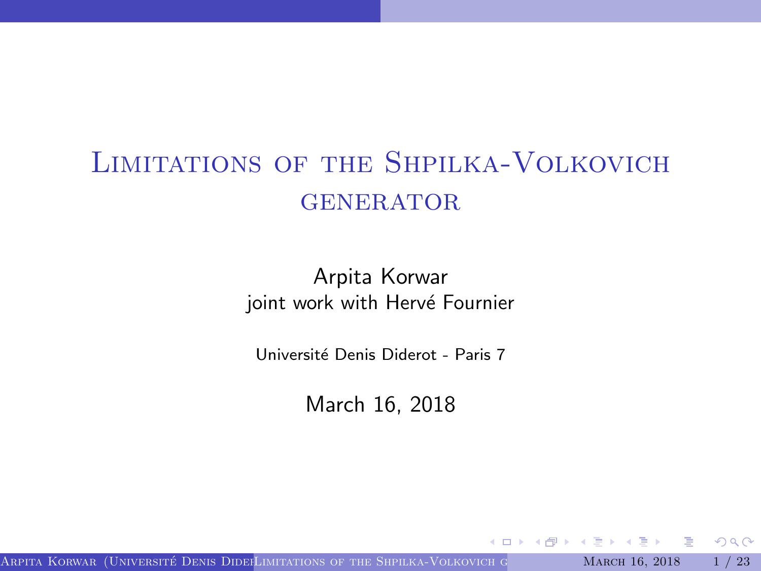# Limitations of the Shpilka-Volkovich generator

Arpita Korwar
joint work with Hervé Fournier

Université Denis Diderot - Paris 7

March 16, 2018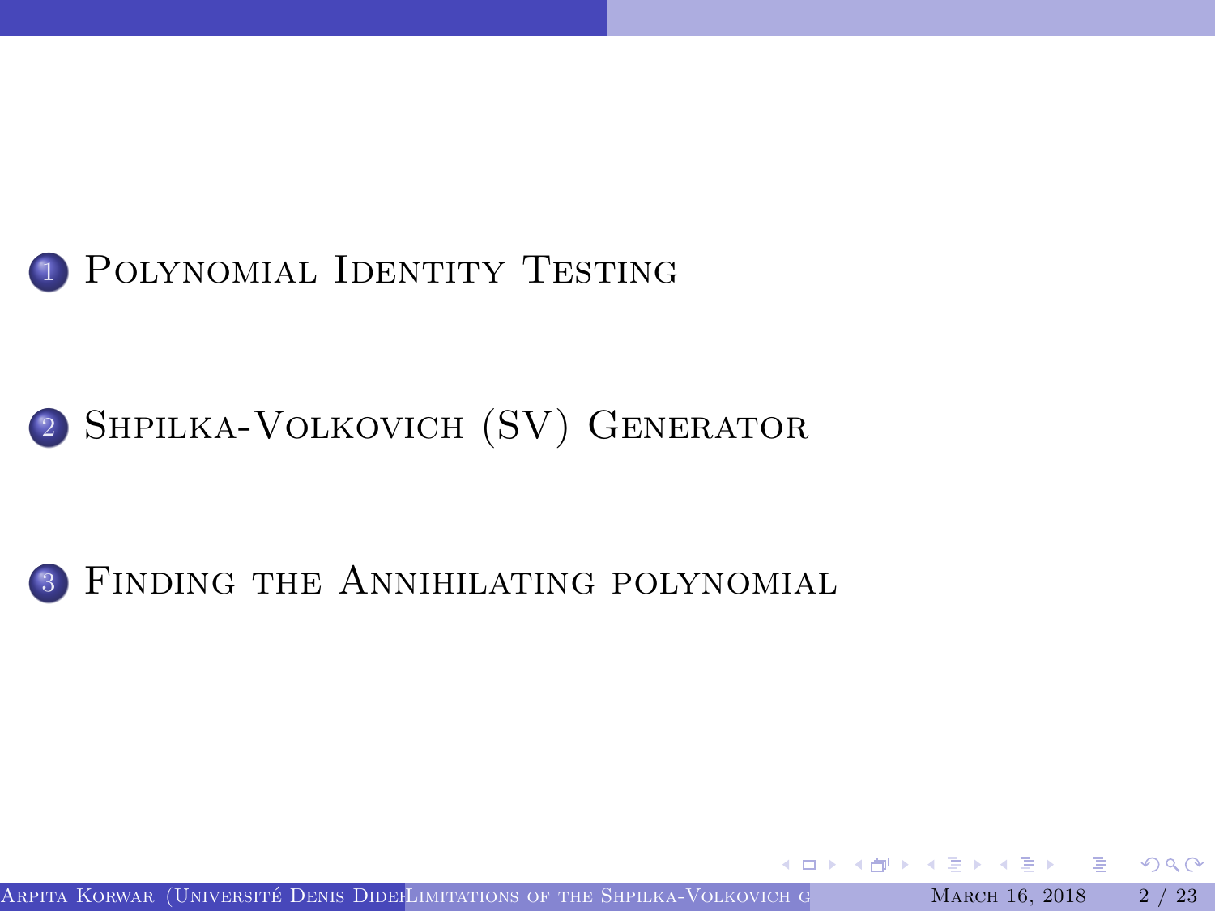1. Polynomial Identity Testing

2. Shpilka-Volkovich (SV) Generator

3. Finding the Annihilating polynomial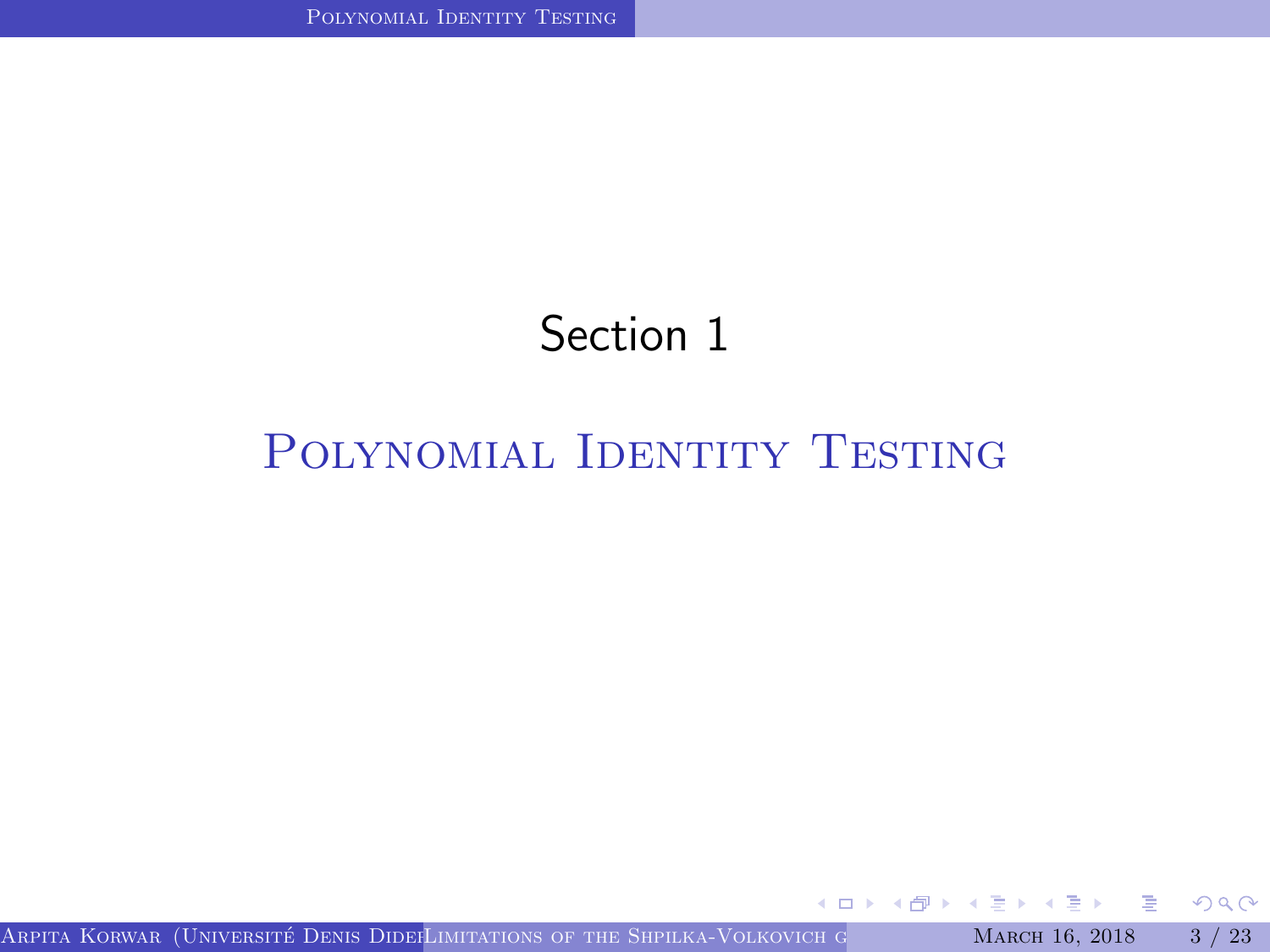# Section 1

## Polynomial Identity Testing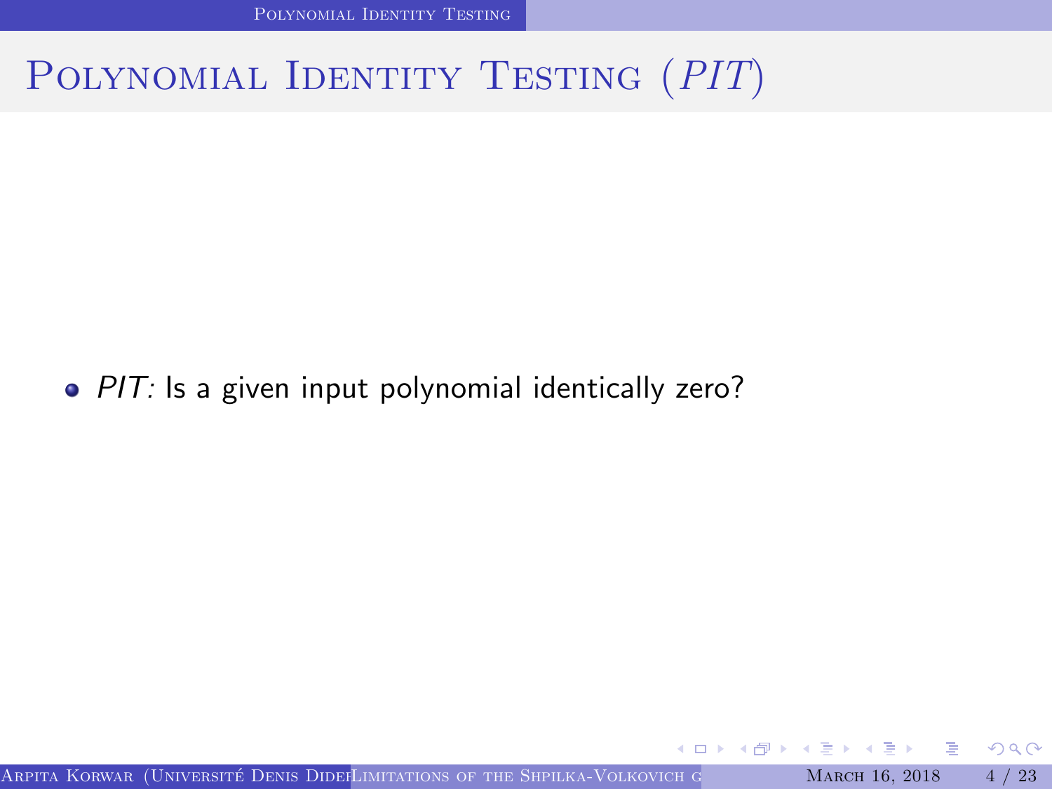# Polynomial Identity Testing (*PIT*)

- *PIT:* Is a given input polynomial identically zero?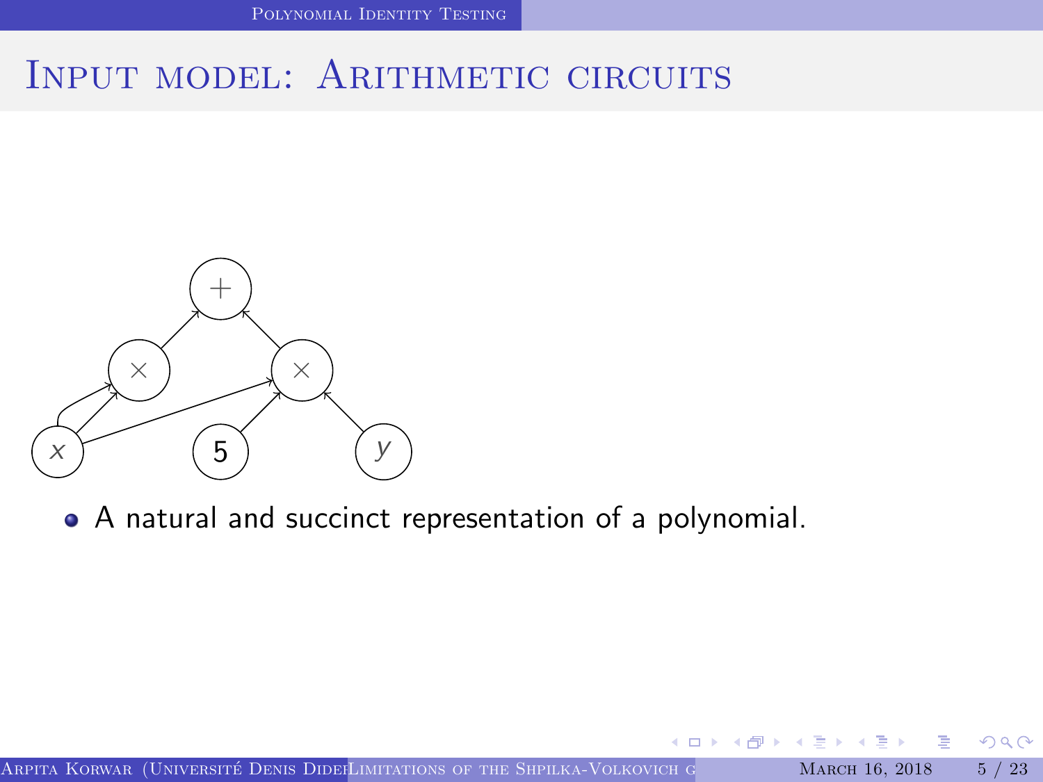# Input model: Arithmetic circuits

- A natural and succinct representation of a polynomial.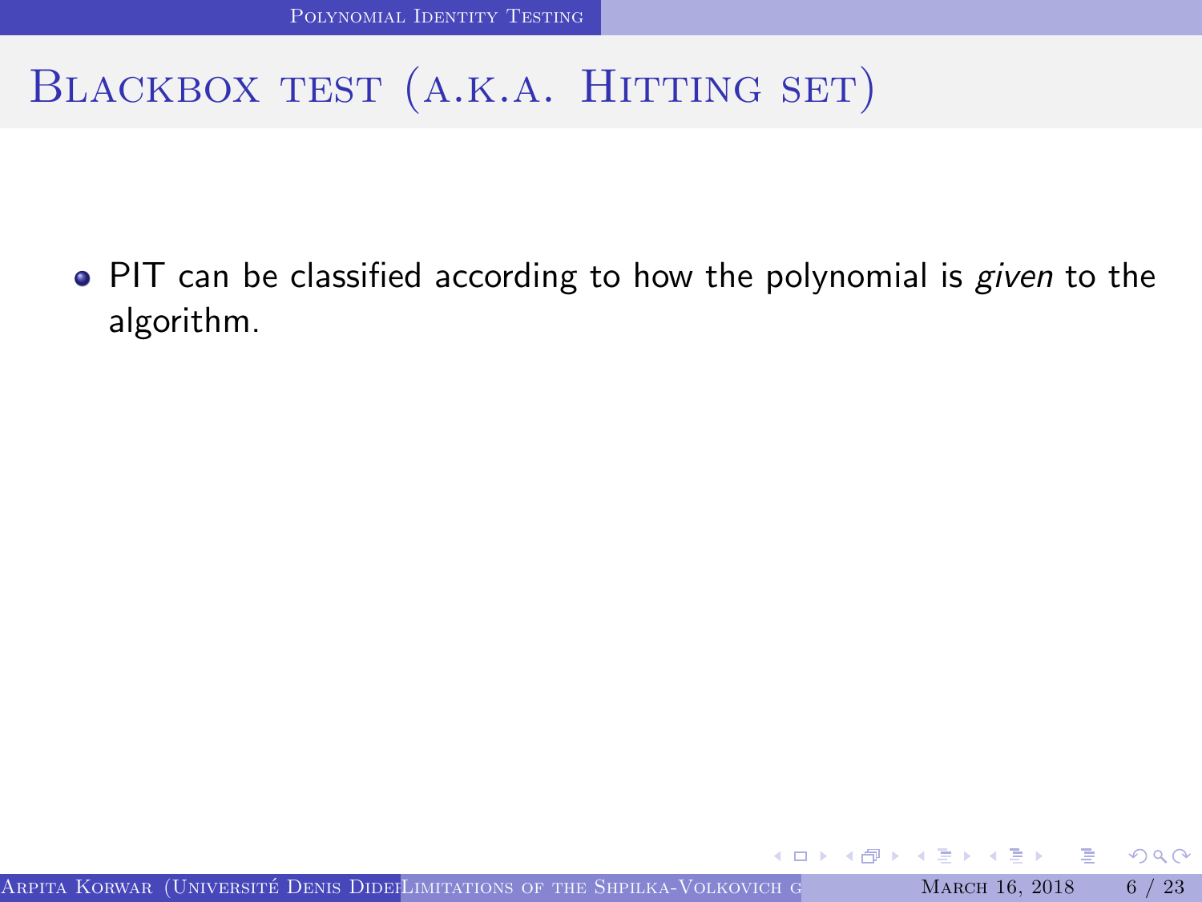# Blackbox test (a.k.a. Hitting set)

- PIT can be classified according to how the polynomial is *given* to the algorithm.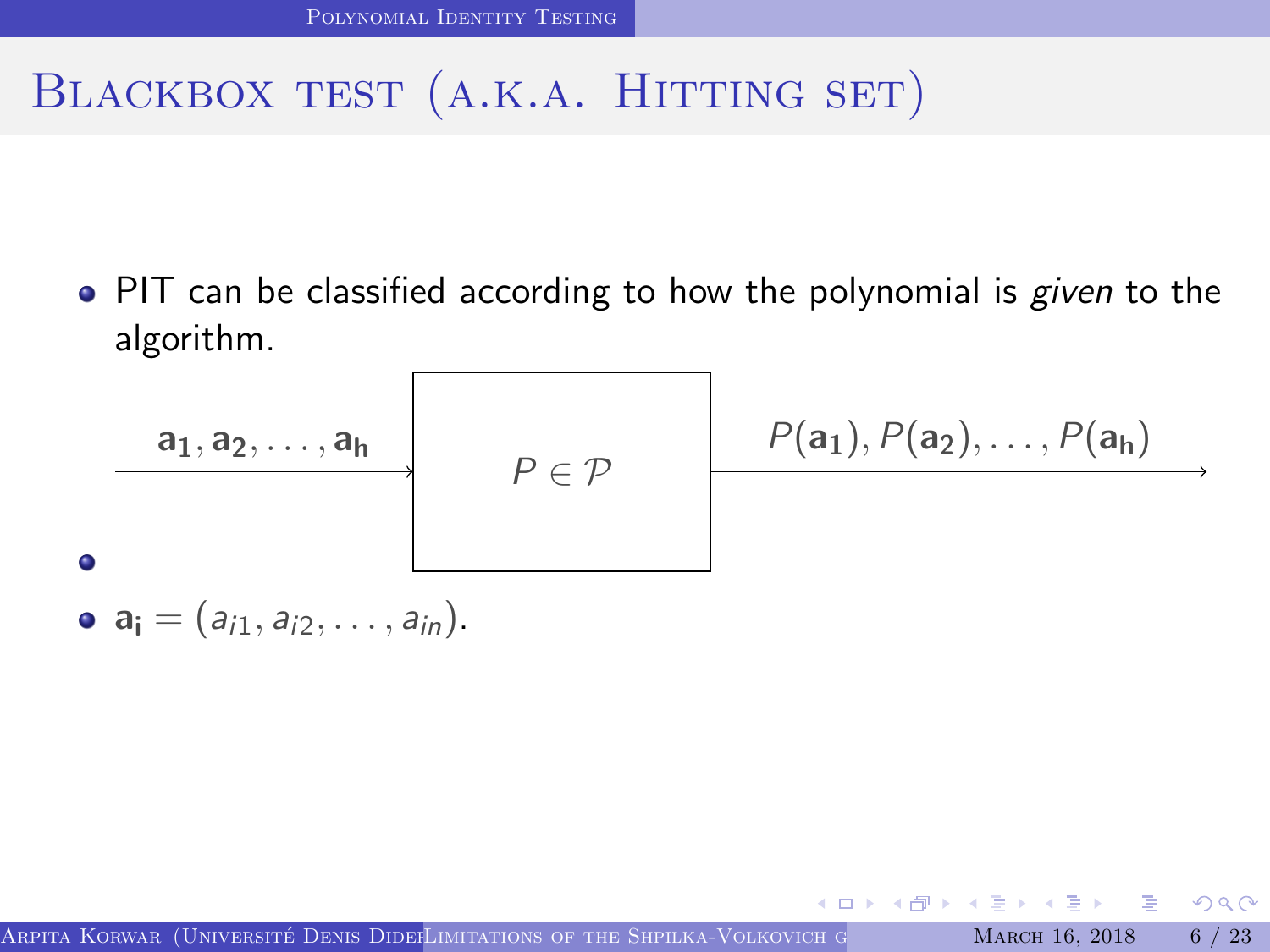# Blackbox test (a.k.a. Hitting set)

- PIT can be classified according to how the polynomial is *given* to the algorithm.

$\mathbf{a_1}, \mathbf{a_2}, \ldots, \mathbf{a_h}$ → $P \in \mathcal{P}$ → $P(\mathbf{a_1}), P(\mathbf{a_2}), \ldots, P(\mathbf{a_h})$

- 
- $\mathbf{a_i} = (a_{i1}, a_{i2}, \ldots, a_{in})$.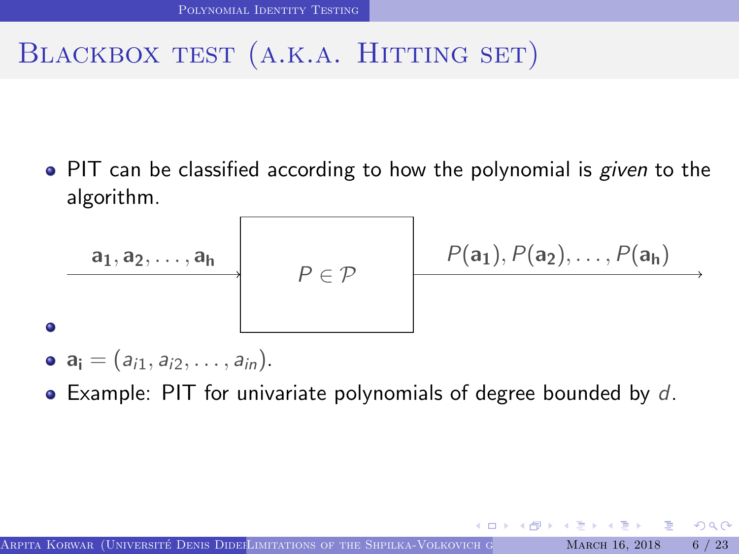# Blackbox test (a.k.a. Hitting set)

- PIT can be classified according to how the polynomial is *given* to the algorithm.

$$\mathbf{a_1}, \mathbf{a_2}, \ldots, \mathbf{a_h} \longrightarrow \boxed{P \in \mathcal{P}} \longrightarrow P(\mathbf{a_1}), P(\mathbf{a_2}), \ldots, P(\mathbf{a_h})$$

- 
- $\mathbf{a_i} = (a_{i1}, a_{i2}, \ldots, a_{in})$.
- Example: PIT for univariate polynomials of degree bounded by $d$.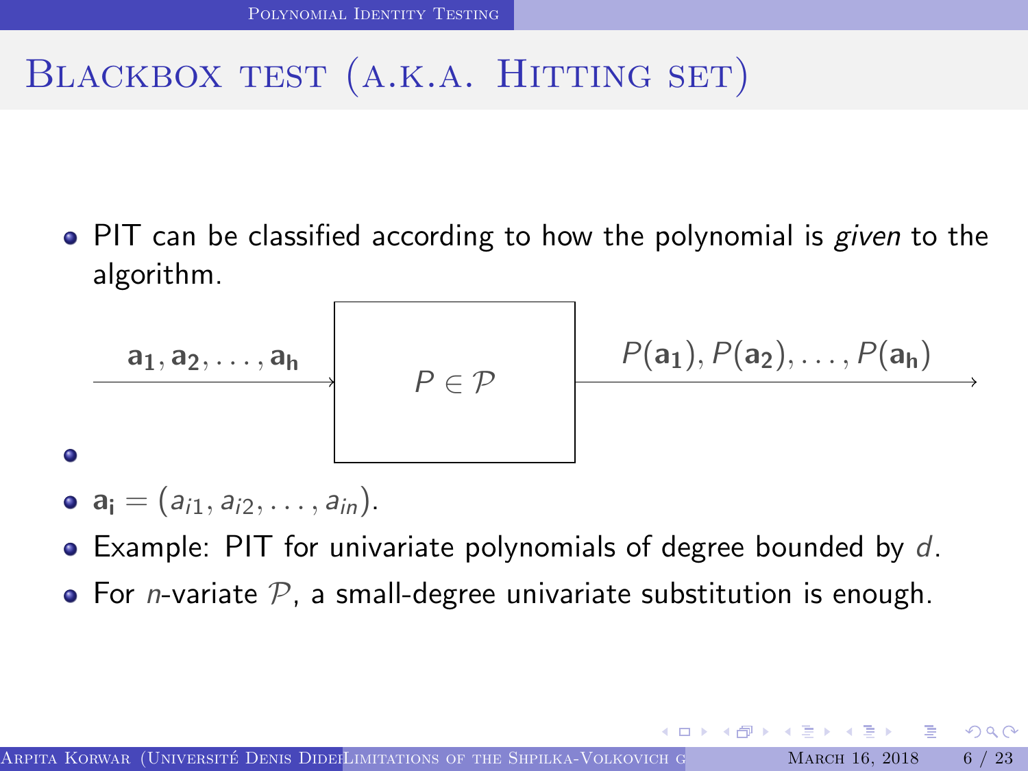# Blackbox test (a.k.a. Hitting set)

- PIT can be classified according to how the polynomial is *given* to the algorithm.

$\mathbf{a_1}, \mathbf{a_2}, \ldots, \mathbf{a_h}$ → $P \in \mathcal{P}$ → $P(\mathbf{a_1}), P(\mathbf{a_2}), \ldots, P(\mathbf{a_h})$

- 
- $\mathbf{a_i} = (a_{i1}, a_{i2}, \ldots, a_{in})$.
- Example: PIT for univariate polynomials of degree bounded by $d$.
- For $n$-variate $\mathcal{P}$, a small-degree univariate substitution is enough.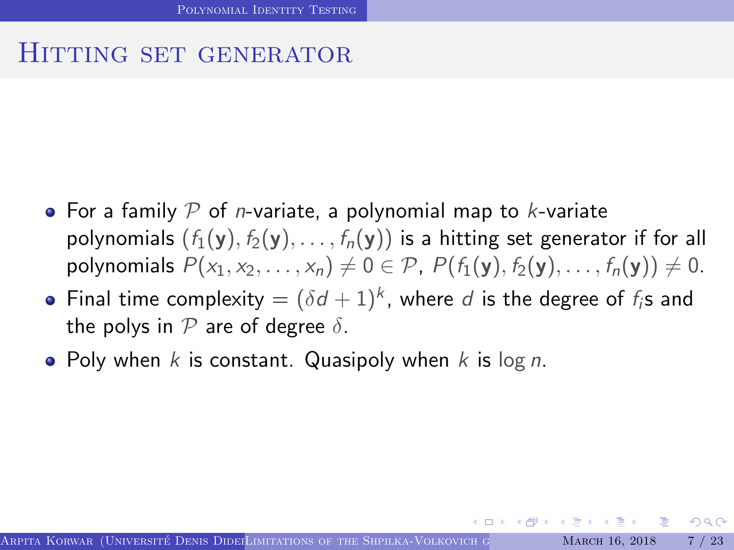# Hitting set generator

- For a family $\mathcal{P}$ of $n$-variate, a polynomial map to $k$-variate polynomials $(f_1(\mathbf{y}), f_2(\mathbf{y}), \ldots, f_n(\mathbf{y}))$ is a hitting set generator if for all polynomials $P(x_1, x_2, \ldots, x_n) \neq 0 \in \mathcal{P}$, $P(f_1(\mathbf{y}), f_2(\mathbf{y}), \ldots, f_n(\mathbf{y})) \neq 0$.
- Final time complexity $= (\delta d + 1)^k$, where $d$ is the degree of $f_i$s and the polys in $\mathcal{P}$ are of degree $\delta$.
- Poly when $k$ is constant. Quasipoly when $k$ is $\log n$.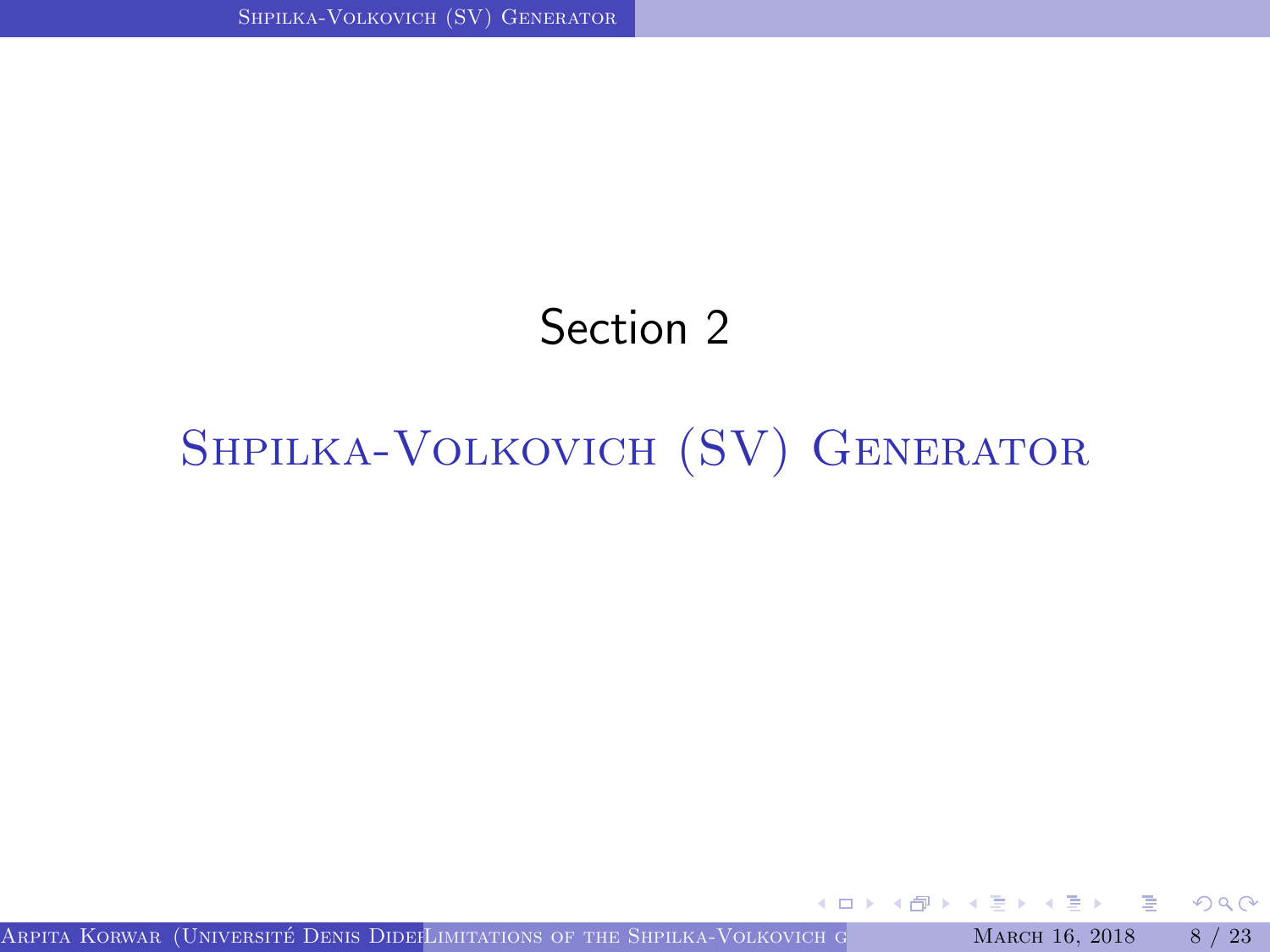# Section 2

## Shpilka-Volkovich (SV) Generator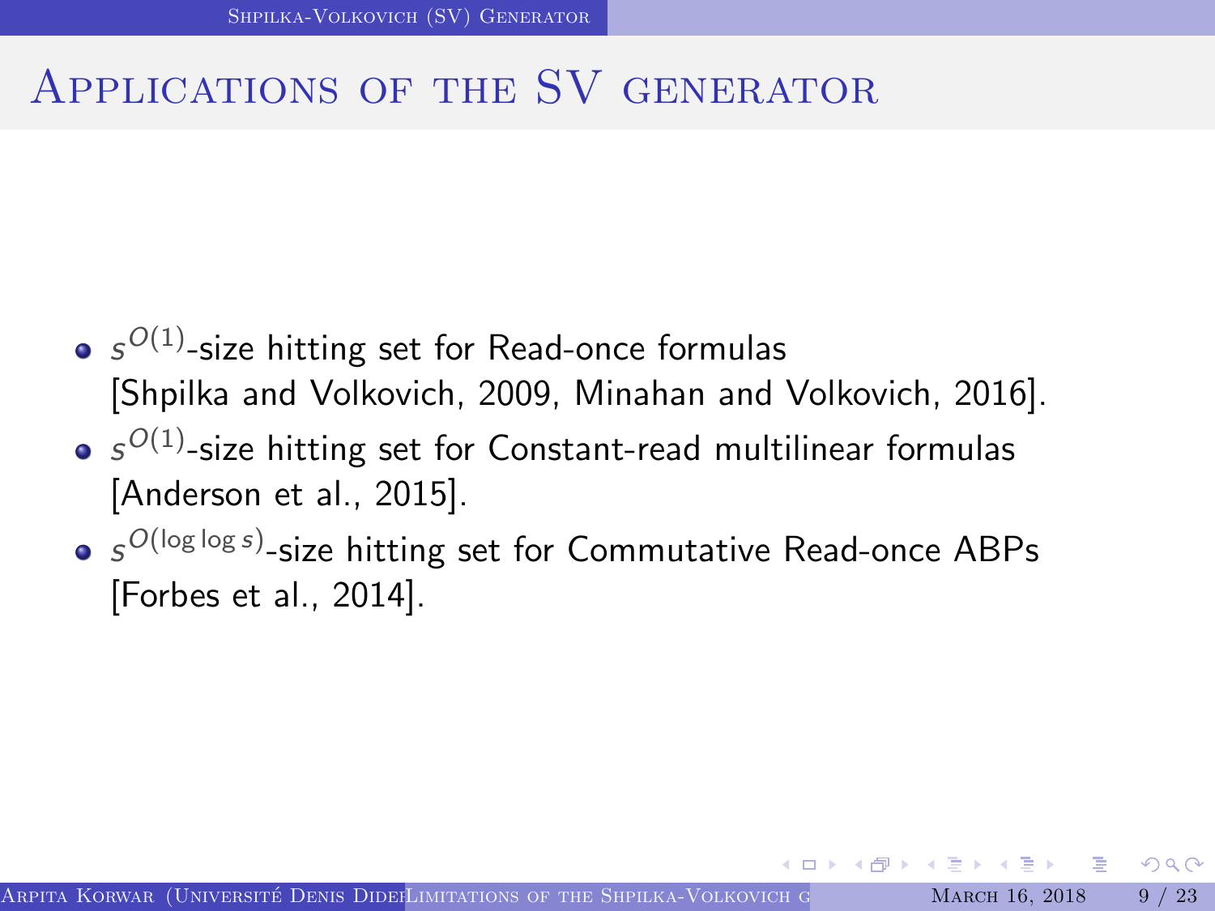# Applications of the SV generator

- $s^{O(1)}$-size hitting set for Read-once formulas [Shpilka and Volkovich, 2009, Minahan and Volkovich, 2016].
- $s^{O(1)}$-size hitting set for Constant-read multilinear formulas [Anderson et al., 2015].
- $s^{O(\log \log s)}$-size hitting set for Commutative Read-once ABPs [Forbes et al., 2014].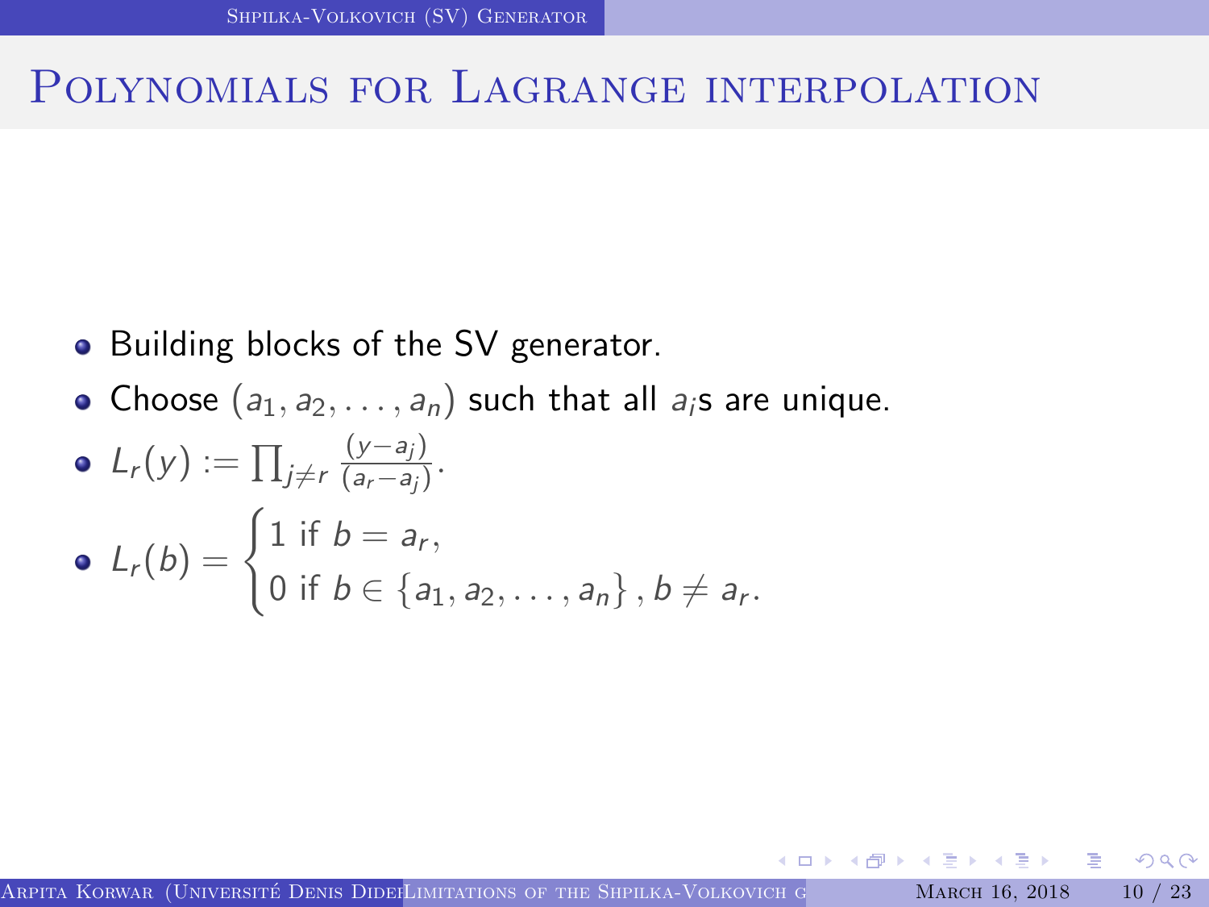# Polynomials for Lagrange interpolation

- Building blocks of the SV generator.
- Choose $(a_1, a_2, \ldots, a_n)$ such that all $a_i$s are unique.
- $L_r(y) := \prod_{j \neq r} \frac{(y - a_j)}{(a_r - a_j)}$.
- $L_r(b) = \begin{cases} 1 \text{ if } b = a_r, \\ 0 \text{ if } b \in \{a_1, a_2, \ldots, a_n\}, b \neq a_r. \end{cases}$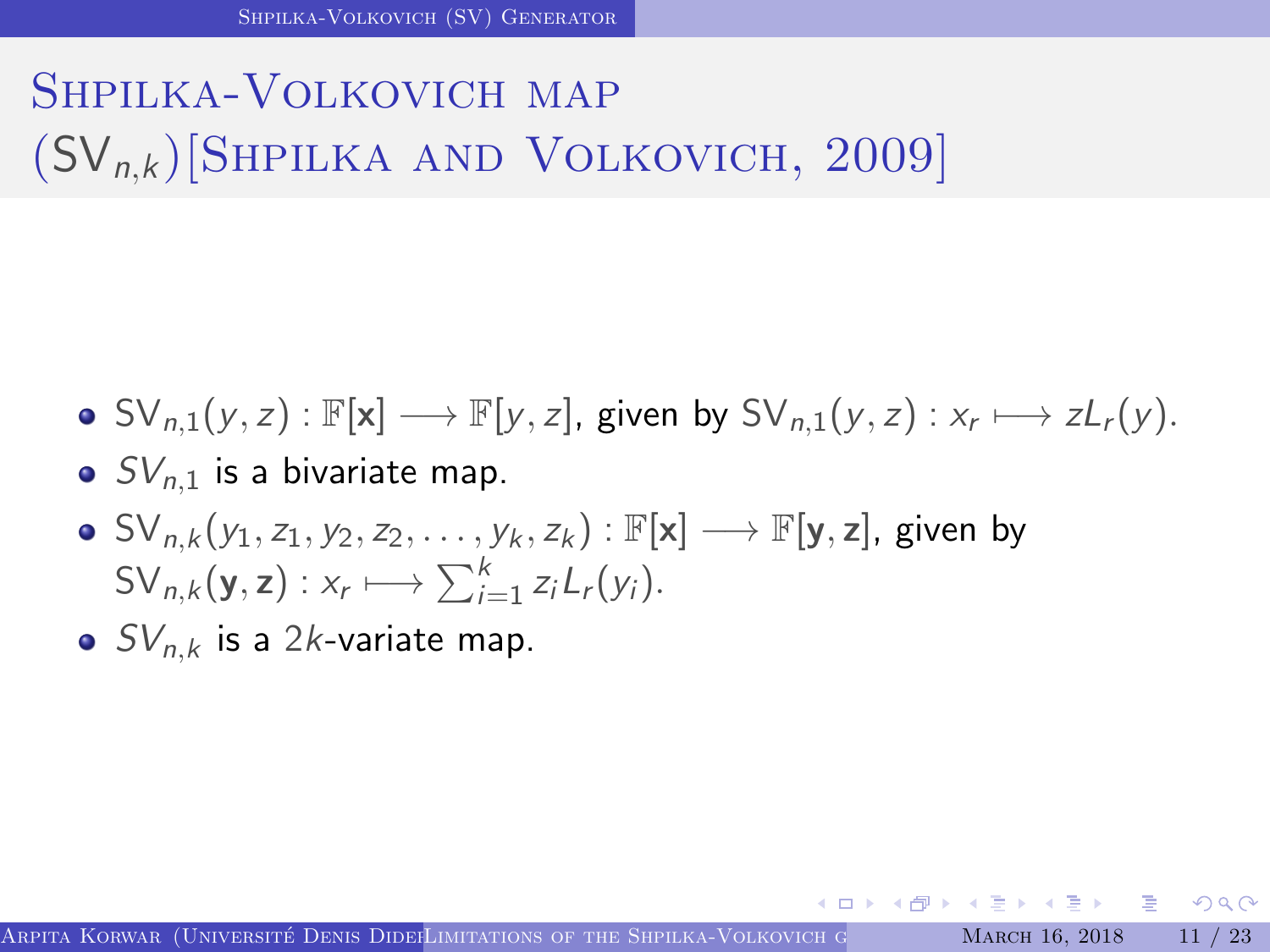# Shpilka-Volkovich map ($\mathsf{SV}_{n,k}$)[Shpilka and Volkovich, 2009]

- $\mathsf{SV}_{n,1}(y,z) : \mathbb{F}[\mathbf{x}] \longrightarrow \mathbb{F}[y,z]$, given by $\mathsf{SV}_{n,1}(y,z) : x_r \longmapsto zL_r(y)$.
- $SV_{n,1}$ is a bivariate map.
- $\mathsf{SV}_{n,k}(y_1,z_1,y_2,z_2,\ldots,y_k,z_k) : \mathbb{F}[\mathbf{x}] \longrightarrow \mathbb{F}[\mathbf{y},\mathbf{z}]$, given by $\mathsf{SV}_{n,k}(\mathbf{y},\mathbf{z}) : x_r \longmapsto \sum_{i=1}^{k} z_i L_r(y_i)$.
- $SV_{n,k}$ is a $2k$-variate map.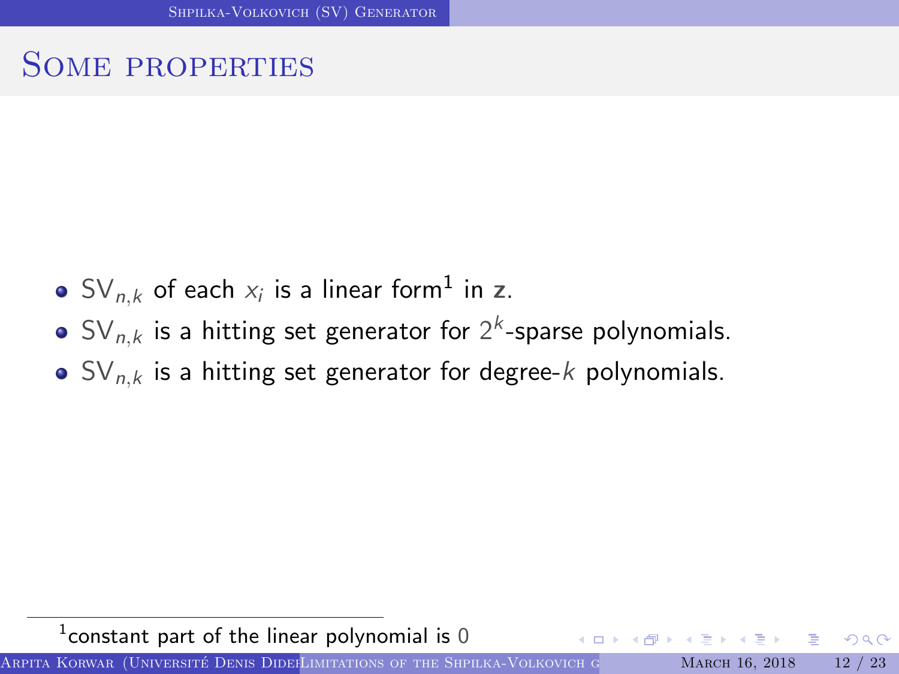# Some properties

- $\mathsf{SV}_{n,k}$ of each $x_i$ is a linear form[1] in $\mathbf{z}$.
- $\mathsf{SV}_{n,k}$ is a hitting set generator for $2^k$-sparse polynomials.
- $\mathsf{SV}_{n,k}$ is a hitting set generator for degree-$k$ polynomials.

[1] constant part of the linear polynomial is 0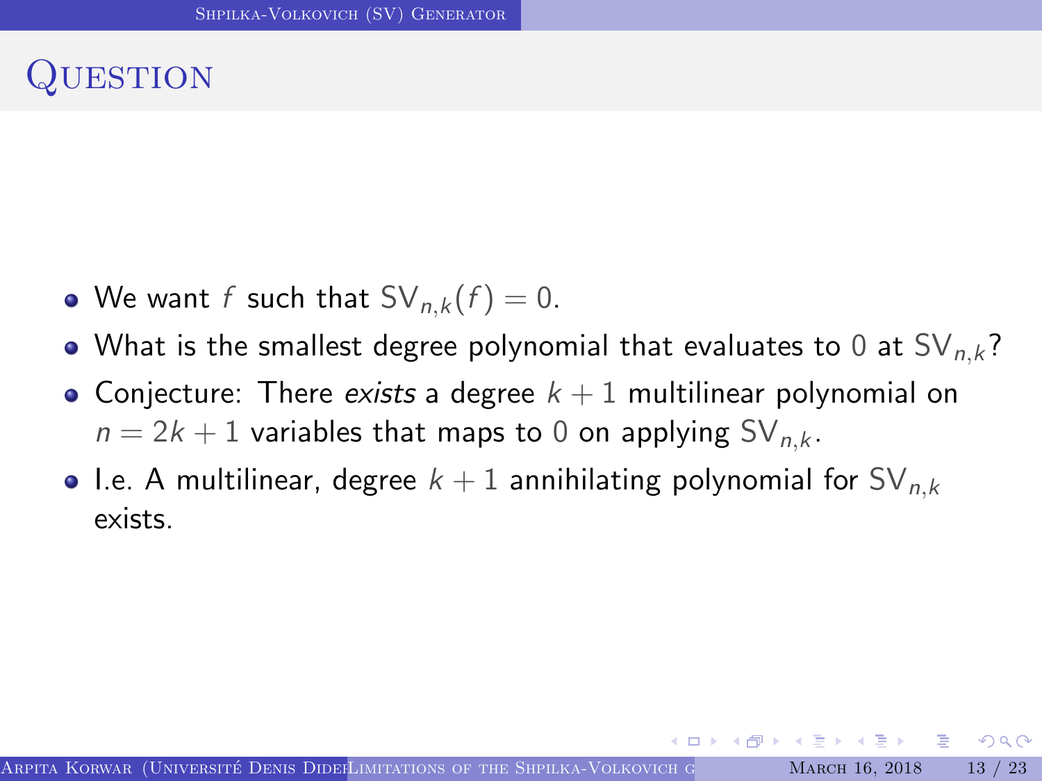# Question

- We want $f$ such that $\mathsf{SV}_{n,k}(f) = 0$.
- What is the smallest degree polynomial that evaluates to $0$ at $\mathsf{SV}_{n,k}$?
- Conjecture: There *exists* a degree $k+1$ multilinear polynomial on $n = 2k+1$ variables that maps to $0$ on applying $\mathsf{SV}_{n,k}$.
- I.e. A multilinear, degree $k+1$ annihilating polynomial for $\mathsf{SV}_{n,k}$ exists.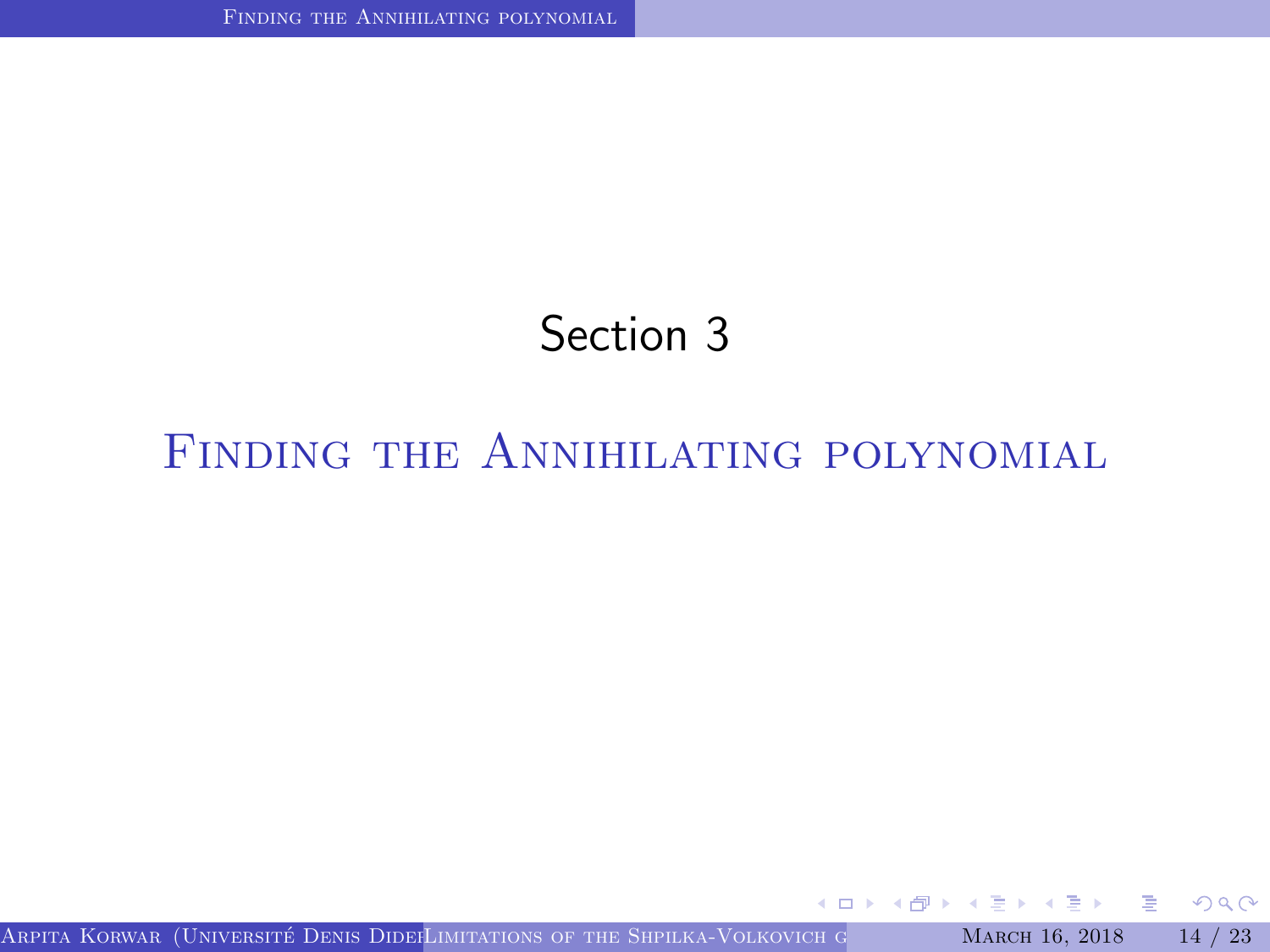Section 3

# Finding the Annihilating polynomial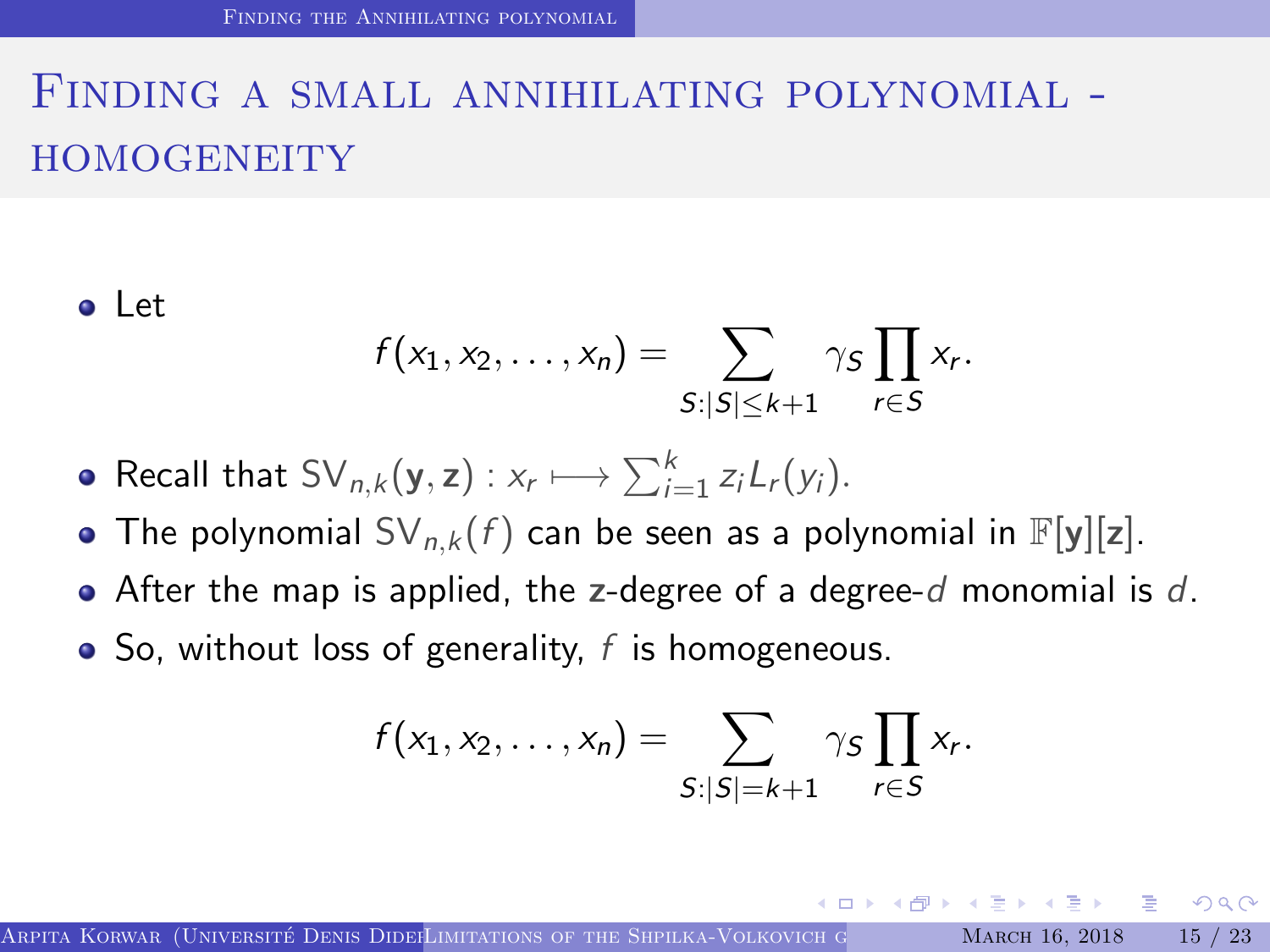# Finding a small annihilating polynomial - homogeneity

- Let

$$f(x_1, x_2, \ldots, x_n) = \sum_{S:|S|\leq k+1} \gamma_S \prod_{r\in S} x_r.$$

- Recall that $\mathsf{SV}_{n,k}(\mathbf{y}, \mathbf{z}) : x_r \longmapsto \sum_{i=1}^{k} z_i L_r(y_i)$.
- The polynomial $\mathsf{SV}_{n,k}(f)$ can be seen as a polynomial in $\mathbb{F}[\mathbf{y}][\mathbf{z}]$.
- After the map is applied, the $\mathbf{z}$-degree of a degree-$d$ monomial is $d$.
- So, without loss of generality, $f$ is homogeneous.

$$f(x_1, x_2, \ldots, x_n) = \sum_{S:|S|=k+1} \gamma_S \prod_{r\in S} x_r.$$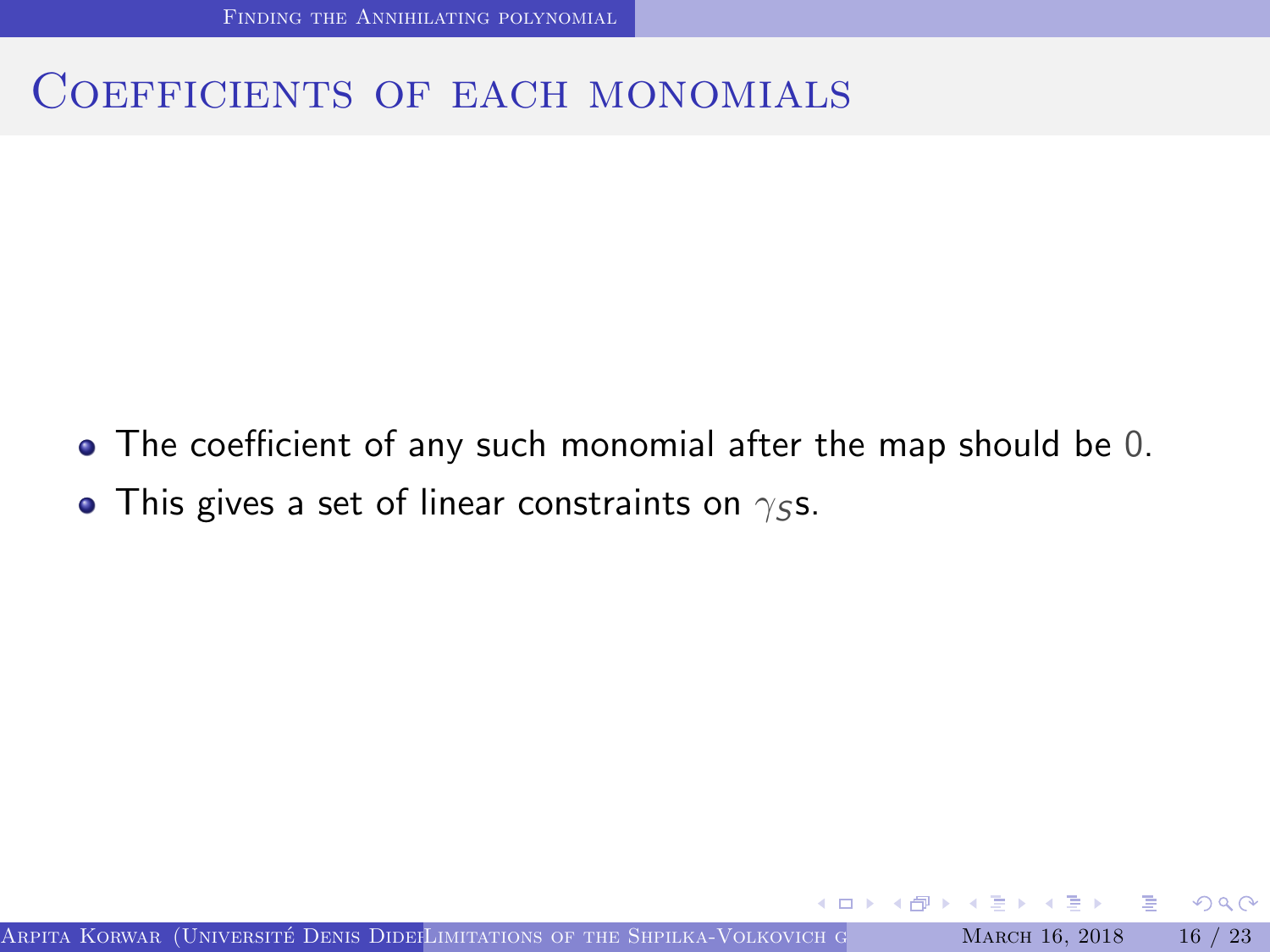## Coefficients of each monomials

- The coefficient of any such monomial after the map should be 0.
- This gives a set of linear constraints on $\gamma_S$s.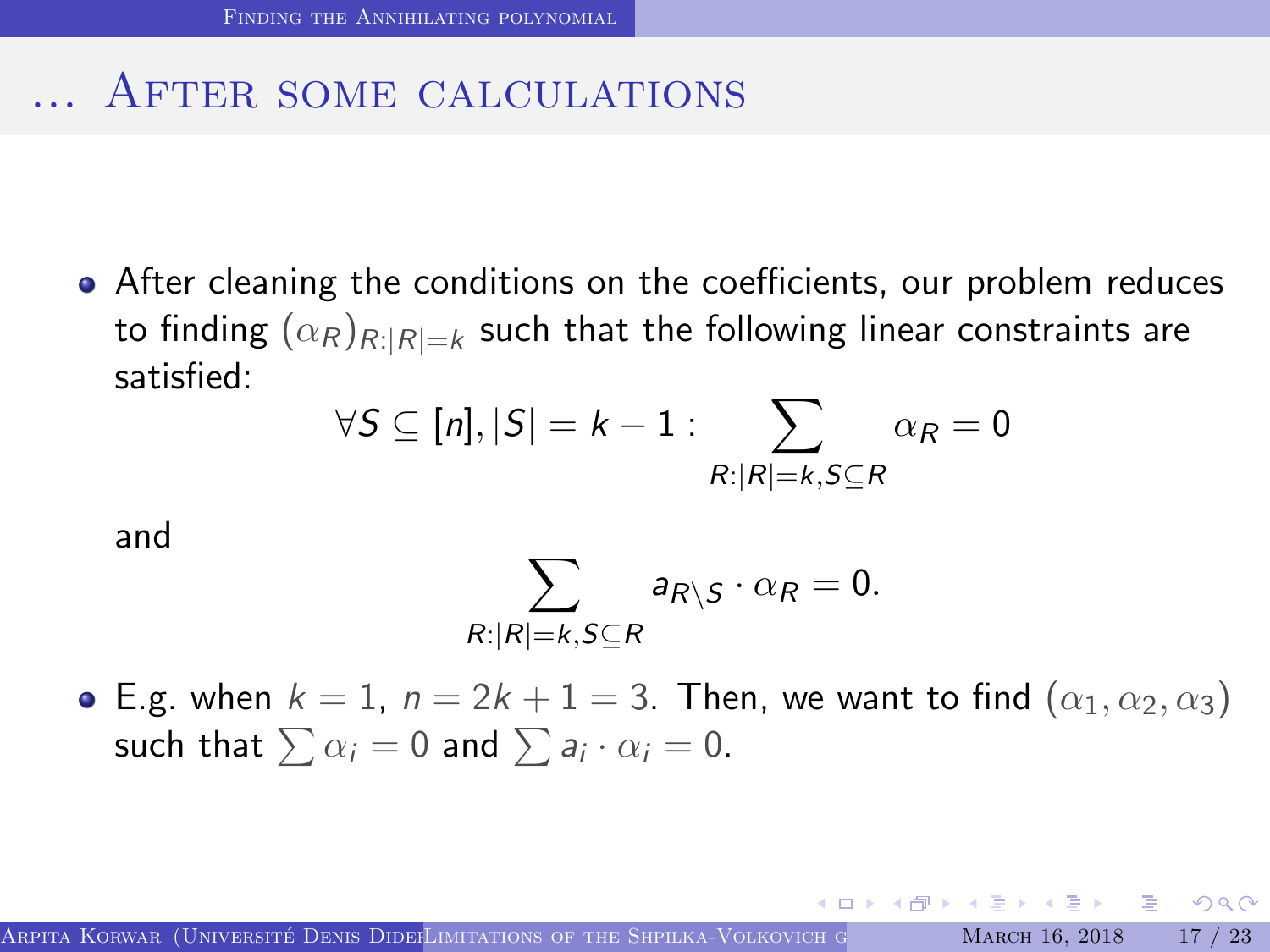# … After some calculations

- After cleaning the conditions on the coefficients, our problem reduces to finding $(\alpha_R)_{R:|R|=k}$ such that the following linear constraints are satisfied:

$$\forall S \subseteq [n], |S| = k-1 : \sum_{R:|R|=k, S\subseteq R} \alpha_R = 0$$

  and

$$\sum_{R:|R|=k, S\subseteq R} a_{R\setminus S} \cdot \alpha_R = 0.$$

- E.g. when $k = 1$, $n = 2k + 1 = 3$. Then, we want to find $(\alpha_1, \alpha_2, \alpha_3)$ such that $\sum \alpha_i = 0$ and $\sum a_i \cdot \alpha_i = 0$.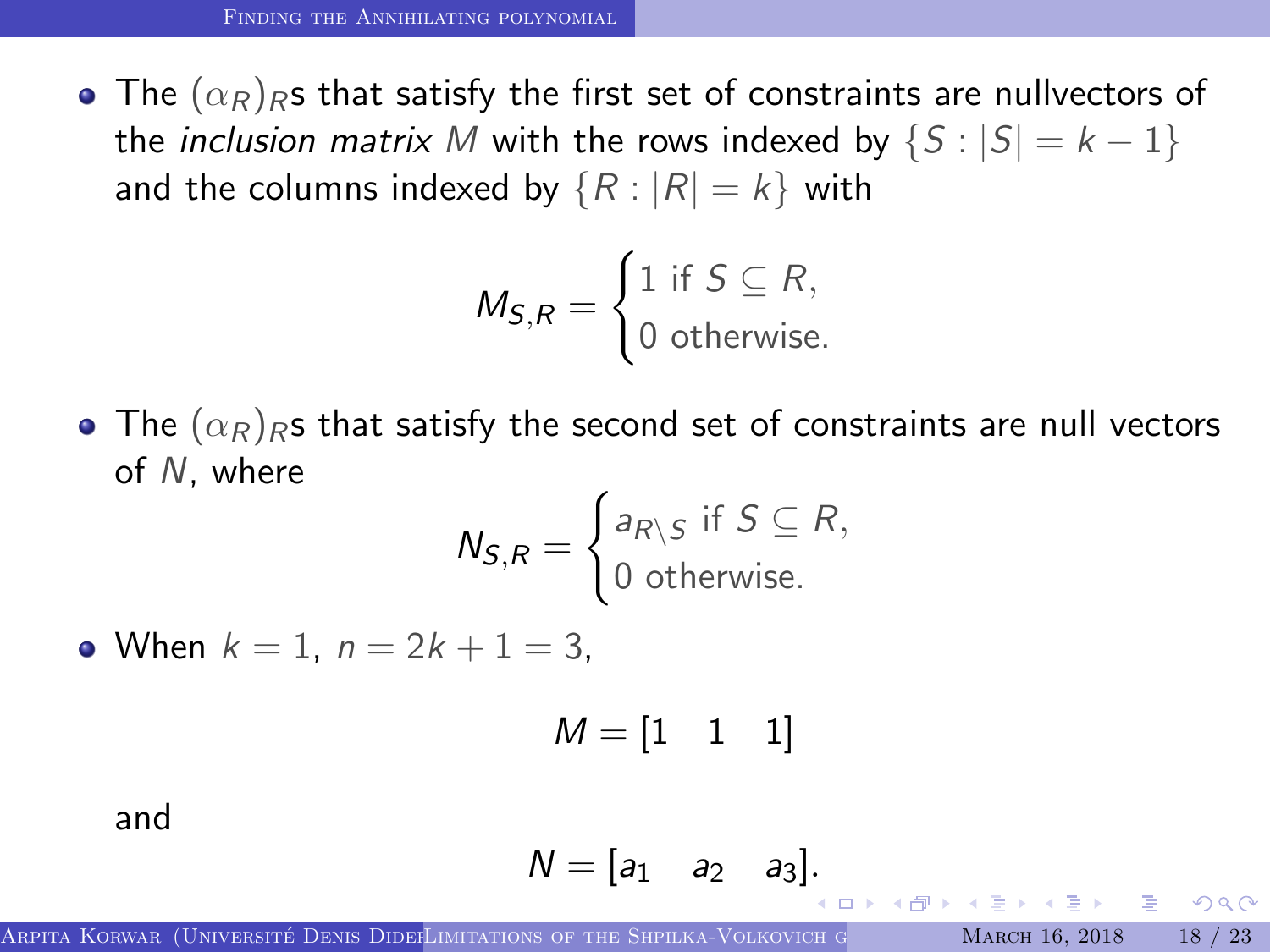- The $(\alpha_R)_R$s that satisfy the first set of constraints are nullvectors of the *inclusion matrix* $M$ with the rows indexed by $\{S : |S| = k-1\}$ and the columns indexed by $\{R : |R| = k\}$ with

$$M_{S,R} = \begin{cases} 1 \text{ if } S \subseteq R, \\ 0 \text{ otherwise.} \end{cases}$$

- The $(\alpha_R)_R$s that satisfy the second set of constraints are null vectors of $N$, where

$$N_{S,R} = \begin{cases} a_{R \setminus S} \text{ if } S \subseteq R, \\ 0 \text{ otherwise.} \end{cases}$$

- When $k = 1$, $n = 2k+1 = 3$,

$$M = [1 \quad 1 \quad 1]$$

and

$$N = [a_1 \quad a_2 \quad a_3].$$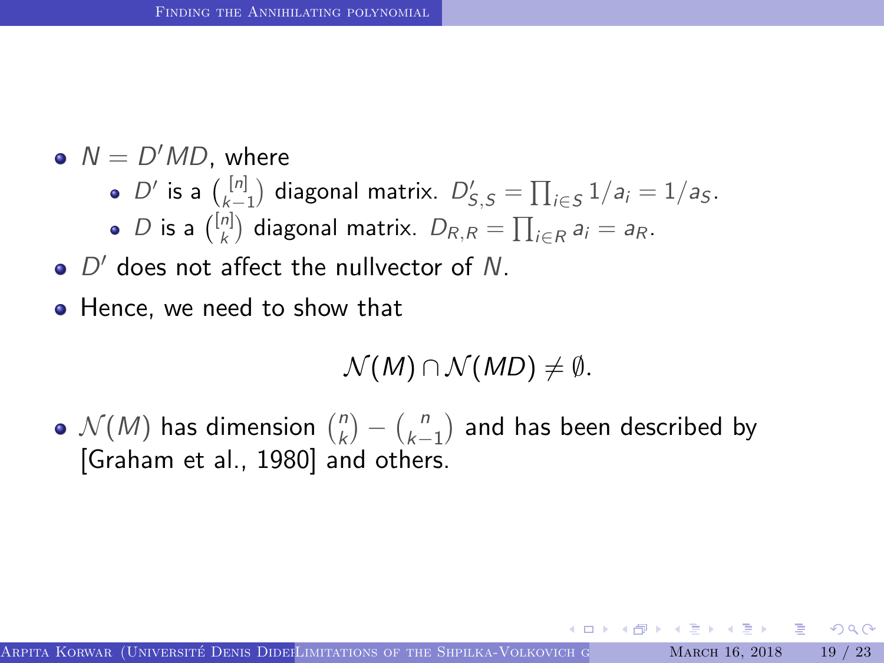- $N = D'MD$, where
  - $D'$ is a $\binom{[n]}{k-1}$ diagonal matrix. $D'_{S,S} = \prod_{i \in S} 1/a_i = 1/a_S$.
  - $D$ is a $\binom{[n]}{k}$ diagonal matrix. $D_{R,R} = \prod_{i \in R} a_i = a_R$.
- $D'$ does not affect the nullvector of $N$.
- Hence, we need to show that

$$\mathcal{N}(M) \cap \mathcal{N}(MD) \neq \emptyset.$$

- $\mathcal{N}(M)$ has dimension $\binom{n}{k} - \binom{n}{k-1}$ and has been described by [Graham et al., 1980] and others.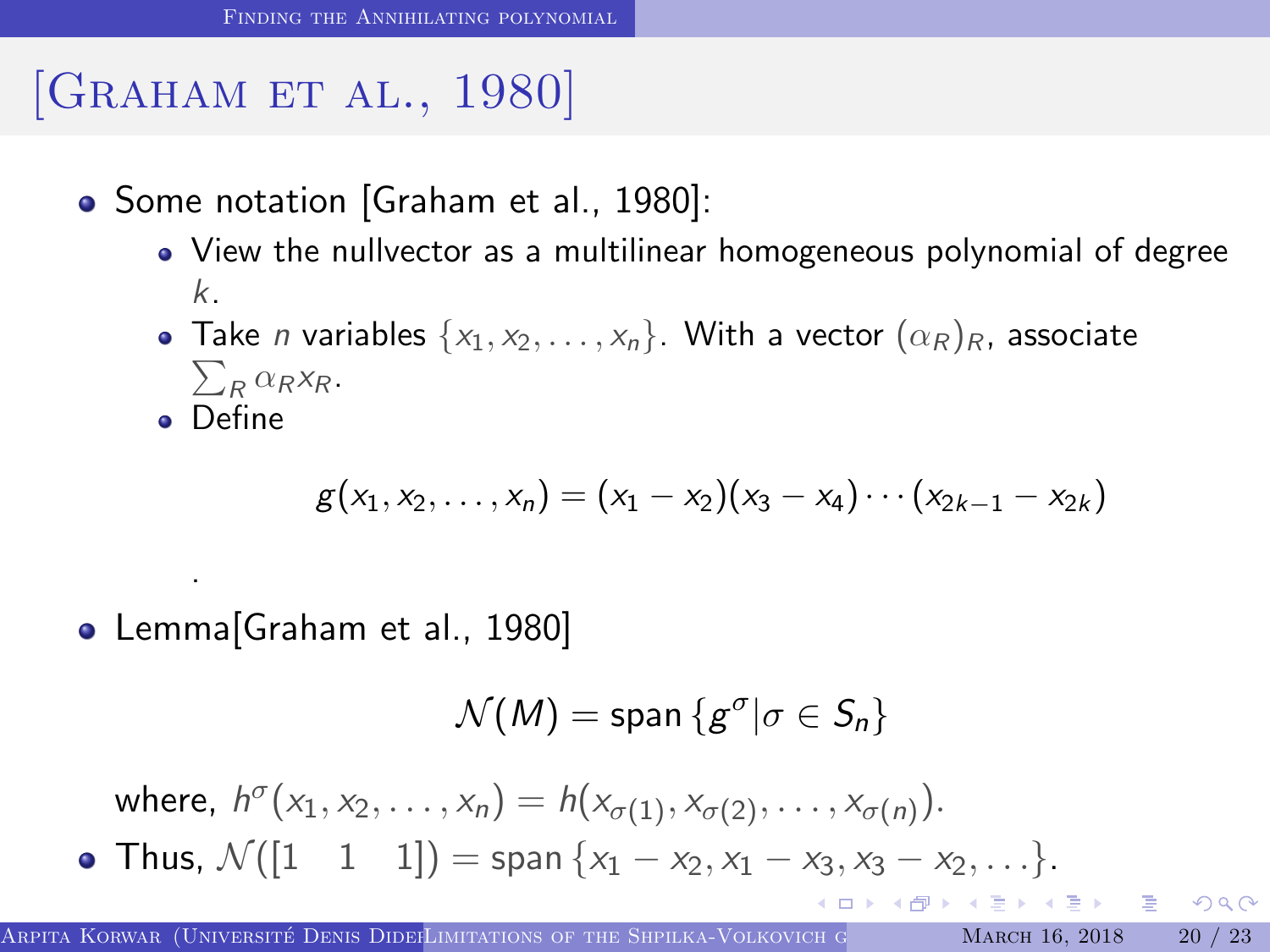# [Graham et al., 1980]

- Some notation [Graham et al., 1980]:
  - View the nullvector as a multilinear homogeneous polynomial of degree $k$.
  - Take $n$ variables $\{x_1, x_2, \ldots, x_n\}$. With a vector $(\alpha_R)_R$, associate $\sum_R \alpha_R x_R$.
  - Define

$$g(x_1, x_2, \ldots, x_n) = (x_1 - x_2)(x_3 - x_4) \cdots (x_{2k-1} - x_{2k})$$

.

- Lemma[Graham et al., 1980]

$$\mathcal{N}(M) = \text{span}\left\{g^{\sigma} | \sigma \in S_n\right\}$$

where, $h^{\sigma}(x_1, x_2, \ldots, x_n) = h(x_{\sigma(1)}, x_{\sigma(2)}, \ldots, x_{\sigma(n)})$.

- Thus, $\mathcal{N}([1 \quad 1 \quad 1]) = \text{span}\left\{x_1 - x_2, x_1 - x_3, x_3 - x_2, \ldots\right\}$.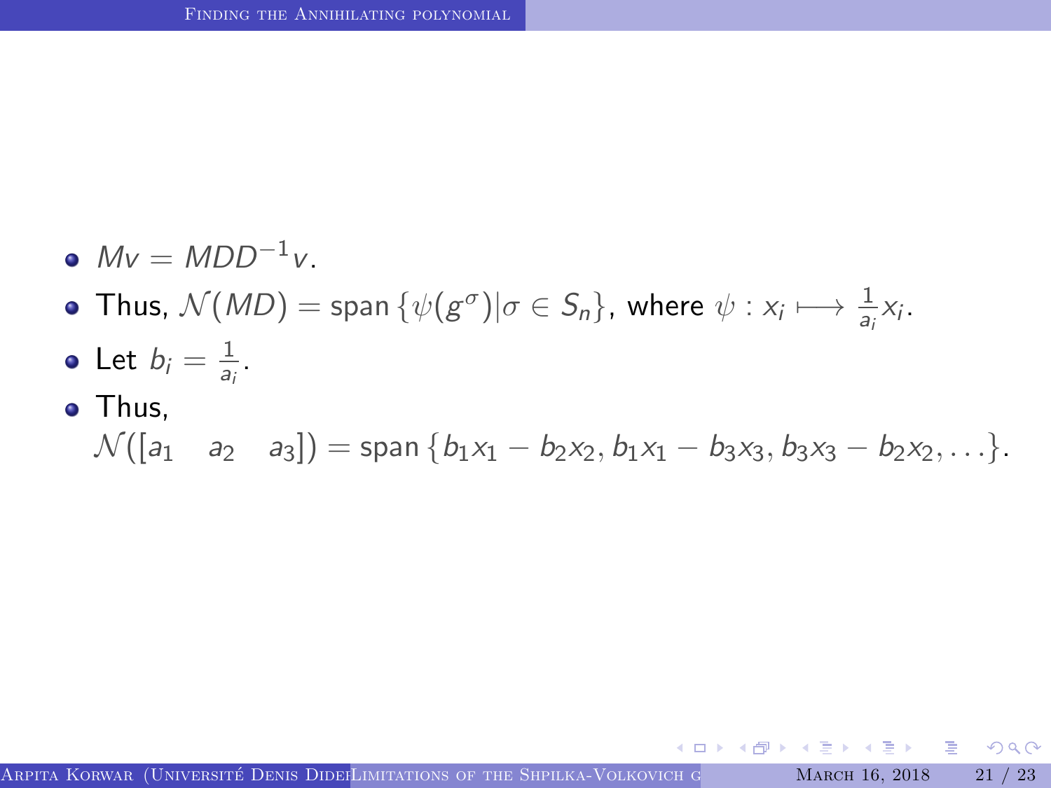- $Mv = MDD^{-1}v$.
- Thus, $\mathcal{N}(MD) = \text{span}\{\psi(g^\sigma) | \sigma \in S_n\}$, where $\psi : x_i \longmapsto \frac{1}{a_i} x_i$.
- Let $b_i = \frac{1}{a_i}$.
- Thus, $\mathcal{N}([a_1 \quad a_2 \quad a_3]) = \text{span}\{b_1x_1 - b_2x_2, b_1x_1 - b_3x_3, b_3x_3 - b_2x_2, \ldots\}$.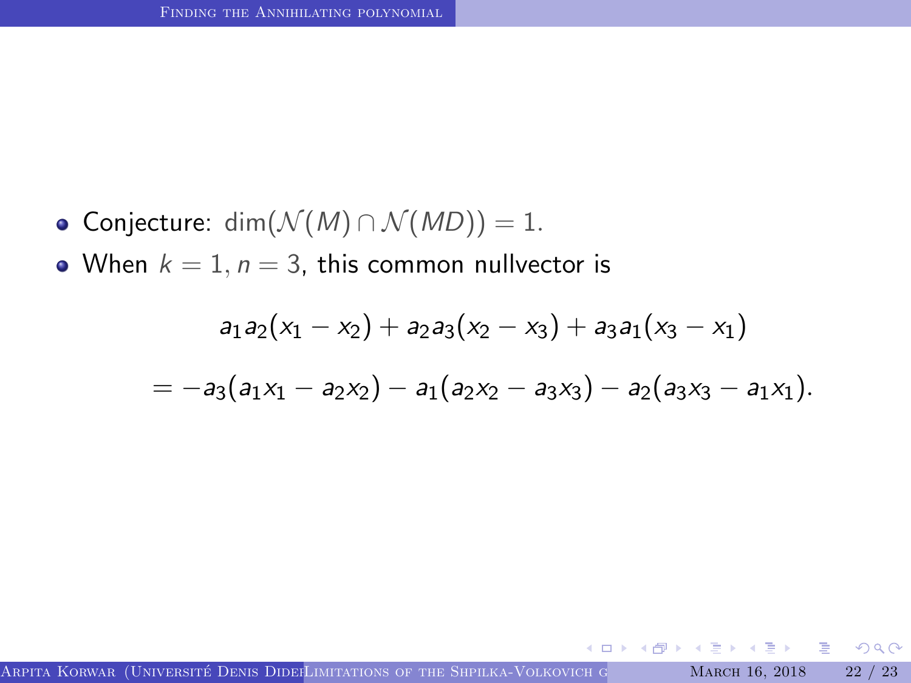- Conjecture: $\dim(\mathcal{N}(M) \cap \mathcal{N}(MD)) = 1$.
- When $k = 1, n = 3$, this common nullvector is

$$a_1 a_2(x_1 - x_2) + a_2 a_3(x_2 - x_3) + a_3 a_1(x_3 - x_1)$$

$$= -a_3(a_1 x_1 - a_2 x_2) - a_1(a_2 x_2 - a_3 x_3) - a_2(a_3 x_3 - a_1 x_1).$$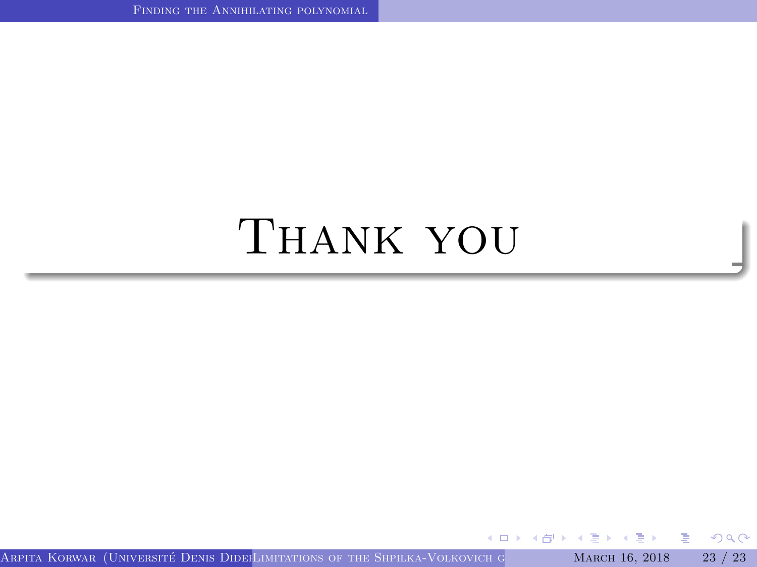# Thank you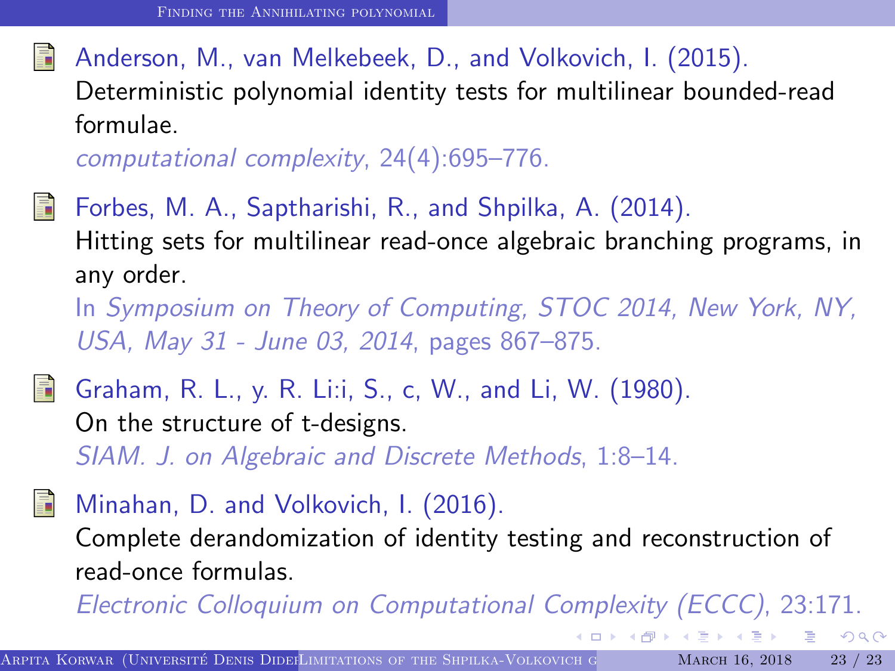- Anderson, M., van Melkebeek, D., and Volkovich, I. (2015).
  Deterministic polynomial identity tests for multilinear bounded-read formulae.
  *computational complexity*, 24(4):695–776.

- Forbes, M. A., Saptharishi, R., and Shpilka, A. (2014).
  Hitting sets for multilinear read-once algebraic branching programs, in any order.
  In *Symposium on Theory of Computing, STOC 2014, New York, NY, USA, May 31 - June 03, 2014*, pages 867–875.

- Graham, R. L., y. R. Li:i, S., c, W., and Li, W. (1980).
  On the structure of t-designs.
  *SIAM. J. on Algebraic and Discrete Methods*, 1:8–14.

- Minahan, D. and Volkovich, I. (2016).
  Complete derandomization of identity testing and reconstruction of read-once formulas.
  *Electronic Colloquium on Computational Complexity (ECCC)*, 23:171.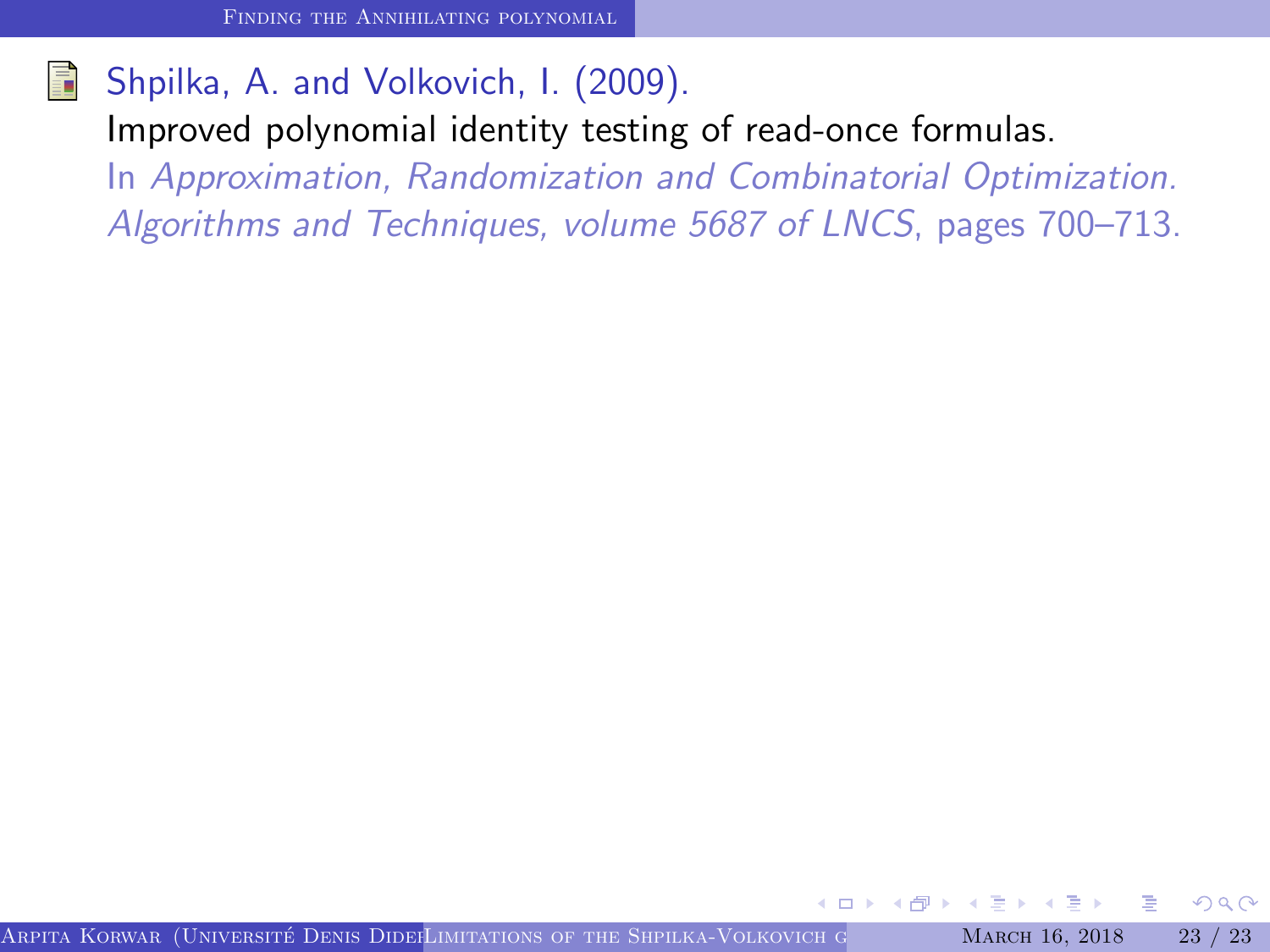Shpilka, A. and Volkovich, I. (2009).
Improved polynomial identity testing of read-once formulas.
In *Approximation, Randomization and Combinatorial Optimization. Algorithms and Techniques, volume 5687 of LNCS*, pages 700–713.